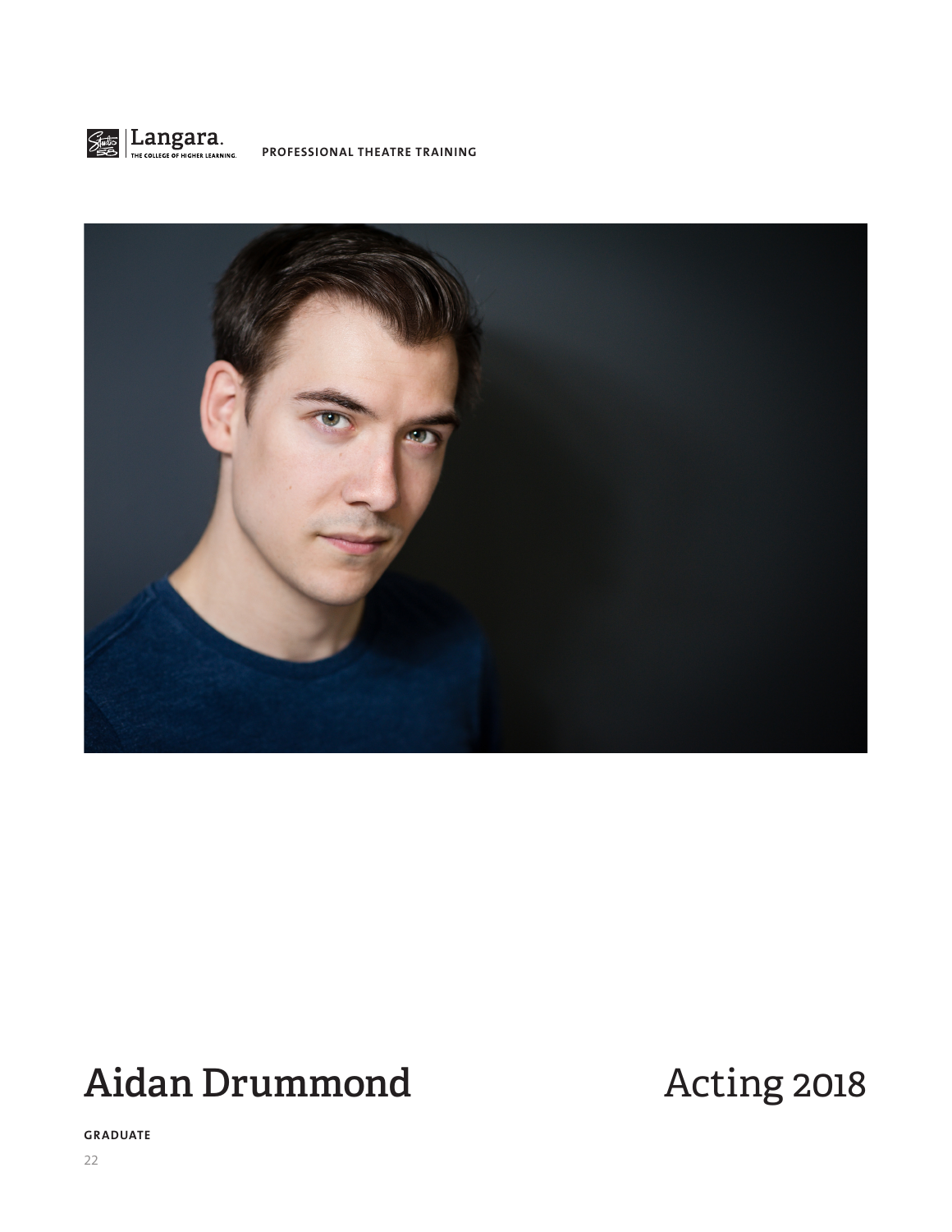Langara. THE COLLEGE OF HIGHER LEARNING. PROFESSIONAL THEATRE TRAINING

# Aidan Drummond

# Acting 2018

**GRADUATE**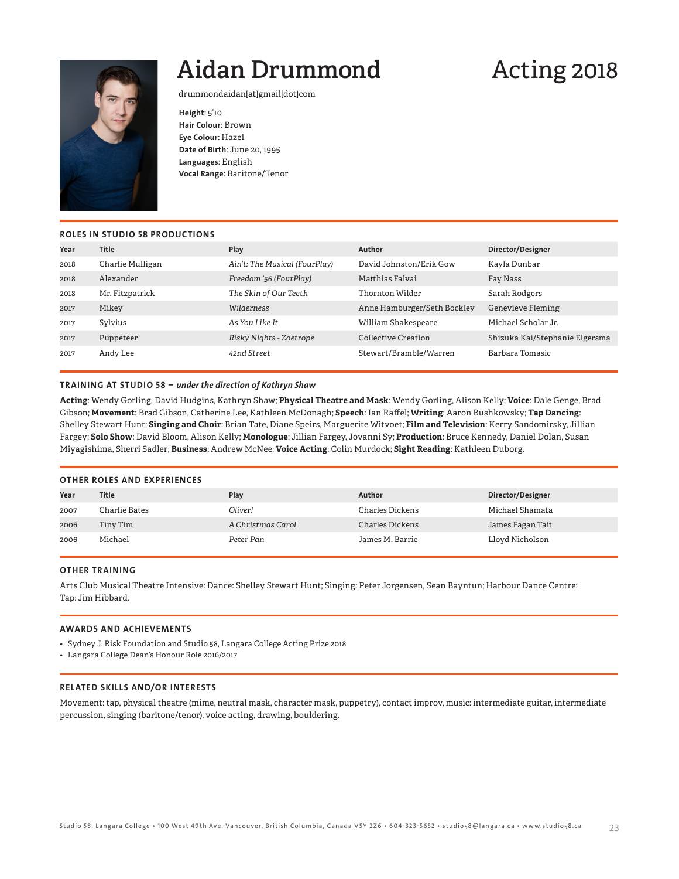# Aidan Drummond

# Acting 2018

drummondaidan[at]gmail[dot]com

**Height**: 5'10
**Hair Colour**: Brown
**Eye Colour**: Hazel
**Date of Birth**: June 20, 1995
**Languages**: English
**Vocal Range**: Baritone/Tenor

## ROLES IN STUDIO 58 PRODUCTIONS

| Year | Title | Play | Author | Director/Designer |
|---|---|---|---|---|
| 2018 | Charlie Mulligan | *Ain't: The Musical (FourPlay)* | David Johnston/Erik Gow | Kayla Dunbar |
| 2018 | Alexander | *Freedom '56 (FourPlay)* | Matthias Falvai | Fay Nass |
| 2018 | Mr. Fitzpatrick | *The Skin of Our Teeth* | Thornton Wilder | Sarah Rodgers |
| 2017 | Mikey | *Wilderness* | Anne Hamburger/Seth Bockley | Genevieve Fleming |
| 2017 | Sylvius | *As You Like It* | William Shakespeare | Michael Scholar Jr. |
| 2017 | Puppeteer | *Risky Nights - Zoetrope* | Collective Creation | Shizuka Kai/Stephanie Elgersma |
| 2017 | Andy Lee | *42nd Street* | Stewart/Bramble/Warren | Barbara Tomasic |

## TRAINING AT STUDIO 58 – *under the direction of Kathryn Shaw*

**Acting**: Wendy Gorling, David Hudgins, Kathryn Shaw; **Physical Theatre and Mask**: Wendy Gorling, Alison Kelly; **Voice**: Dale Genge, Brad Gibson; **Movement**: Brad Gibson, Catherine Lee, Kathleen McDonagh; **Speech**: Ian Raffel; **Writing**: Aaron Bushkowsky; **Tap Dancing**: Shelley Stewart Hunt; **Singing and Choir**: Brian Tate, Diane Speirs, Marguerite Witvoet; **Film and Television**: Kerry Sandomirsky, Jillian Fargey; **Solo Show**: David Bloom, Alison Kelly; **Monologue**: Jillian Fargey, Jovanni Sy; **Production**: Bruce Kennedy, Daniel Dolan, Susan Miyagishima, Sherri Sadler; **Business**: Andrew McNee; **Voice Acting**: Colin Murdock; **Sight Reading**: Kathleen Duborg.

## OTHER ROLES AND EXPERIENCES

| Year | Title | Play | Author | Director/Designer |
|---|---|---|---|---|
| 2007 | Charlie Bates | *Oliver!* | Charles Dickens | Michael Shamata |
| 2006 | Tiny Tim | *A Christmas Carol* | Charles Dickens | James Fagan Tait |
| 2006 | Michael | *Peter Pan* | James M. Barrie | Lloyd Nicholson |

## OTHER TRAINING

Arts Club Musical Theatre Intensive: Dance: Shelley Stewart Hunt; Singing: Peter Jorgensen, Sean Bayntun; Harbour Dance Centre: Tap: Jim Hibbard.

## AWARDS AND ACHIEVEMENTS

- Sydney J. Risk Foundation and Studio 58, Langara College Acting Prize 2018
- Langara College Dean's Honour Role 2016/2017

## RELATED SKILLS AND/OR INTERESTS

Movement: tap, physical theatre (mime, neutral mask, character mask, puppetry), contact improv, music: intermediate guitar, intermediate percussion, singing (baritone/tenor), voice acting, drawing, bouldering.